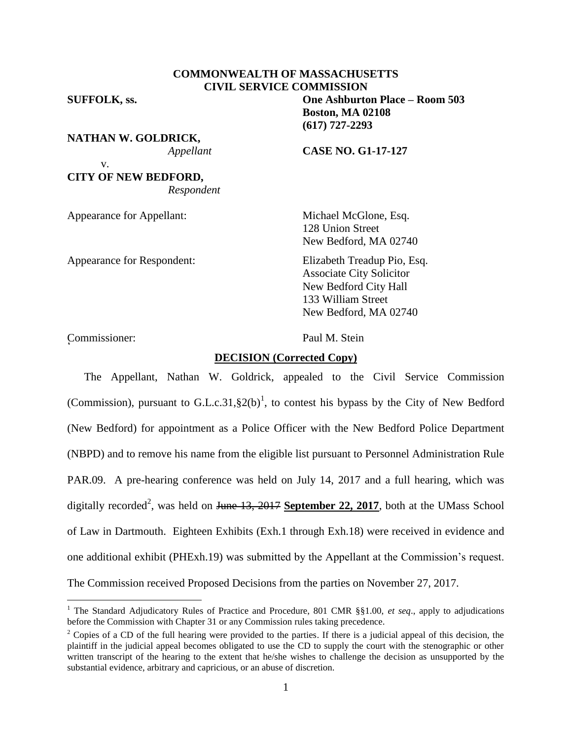**COMMONWEALTH OF MASSACHUSETTS**
**CIVIL SERVICE COMMISSION**

**SUFFOLK, ss.**

**One Ashburton Place – Room 503**
**Boston, MA 02108**
**(617) 727-2293**

**NATHAN W. GOLDRICK,**
*Appellant*

v.

**CITY OF NEW BEDFORD,**
*Respondent*

**CASE NO. G1-17-127**

Appearance for Appellant:
Michael McGlone, Esq.
128 Union Street
New Bedford, MA 02740

Appearance for Respondent:
Elizabeth Treadup Pio, Esq.
Associate City Solicitor
New Bedford City Hall
133 William Street
New Bedford, MA 02740

Commissioner: Paul M. Stein

**DECISION (Corrected Copy)**

The Appellant, Nathan W. Goldrick, appealed to the Civil Service Commission (Commission), pursuant to G.L.c.31,§2(b)[1], to contest his bypass by the City of New Bedford (New Bedford) for appointment as a Police Officer with the New Bedford Police Department (NBPD) and to remove his name from the eligible list pursuant to Personnel Administration Rule PAR.09. A pre-hearing conference was held on July 14, 2017 and a full hearing, which was digitally recorded[2], was held on ~~June 13, 2017~~ **September 22, 2017**, both at the UMass School of Law in Dartmouth. Eighteen Exhibits (Exh.1 through Exh.18) were received in evidence and one additional exhibit (PHExh.19) was submitted by the Appellant at the Commission's request. The Commission received Proposed Decisions from the parties on November 27, 2017.

---

[1] The Standard Adjudicatory Rules of Practice and Procedure, 801 CMR §§1.00, *et seq*., apply to adjudications before the Commission with Chapter 31 or any Commission rules taking precedence.

[2] Copies of a CD of the full hearing were provided to the parties. If there is a judicial appeal of this decision, the plaintiff in the judicial appeal becomes obligated to use the CD to supply the court with the stenographic or other written transcript of the hearing to the extent that he/she wishes to challenge the decision as unsupported by the substantial evidence, arbitrary and capricious, or an abuse of discretion.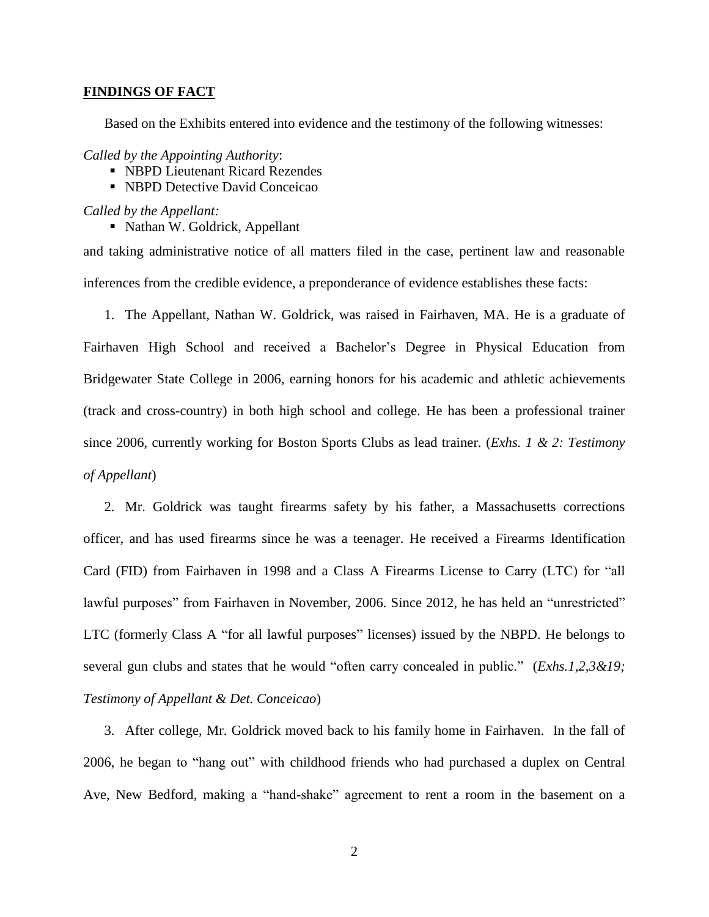## FINDINGS OF FACT

Based on the Exhibits entered into evidence and the testimony of the following witnesses:

*Called by the Appointing Authority*:

- NBPD Lieutenant Ricard Rezendes
- NBPD Detective David Conceicao

*Called by the Appellant:*

- Nathan W. Goldrick, Appellant

and taking administrative notice of all matters filed in the case, pertinent law and reasonable inferences from the credible evidence, a preponderance of evidence establishes these facts:

1. The Appellant, Nathan W. Goldrick, was raised in Fairhaven, MA. He is a graduate of Fairhaven High School and received a Bachelor's Degree in Physical Education from Bridgewater State College in 2006, earning honors for his academic and athletic achievements (track and cross-country) in both high school and college. He has been a professional trainer since 2006, currently working for Boston Sports Clubs as lead trainer. (*Exhs. 1 & 2: Testimony of Appellant*)

2. Mr. Goldrick was taught firearms safety by his father, a Massachusetts corrections officer, and has used firearms since he was a teenager. He received a Firearms Identification Card (FID) from Fairhaven in 1998 and a Class A Firearms License to Carry (LTC) for "all lawful purposes" from Fairhaven in November, 2006. Since 2012, he has held an "unrestricted" LTC (formerly Class A "for all lawful purposes" licenses) issued by the NBPD. He belongs to several gun clubs and states that he would "often carry concealed in public." (*Exhs.1,2,3&19; Testimony of Appellant & Det. Conceicao*)

3. After college, Mr. Goldrick moved back to his family home in Fairhaven. In the fall of 2006, he began to "hang out" with childhood friends who had purchased a duplex on Central Ave, New Bedford, making a "hand-shake" agreement to rent a room in the basement on a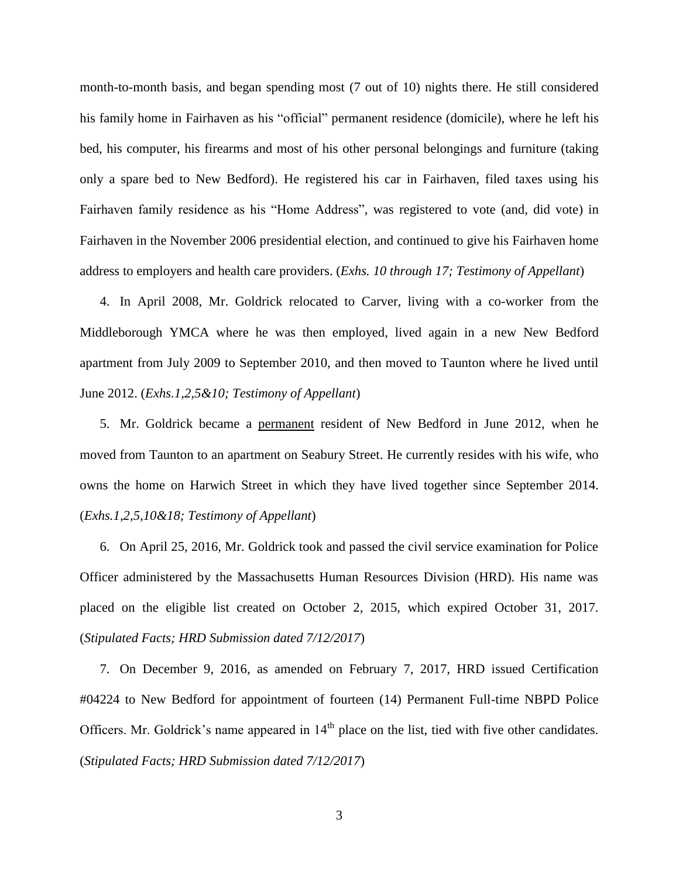month-to-month basis, and began spending most (7 out of 10) nights there. He still considered his family home in Fairhaven as his "official" permanent residence (domicile), where he left his bed, his computer, his firearms and most of his other personal belongings and furniture (taking only a spare bed to New Bedford). He registered his car in Fairhaven, filed taxes using his Fairhaven family residence as his "Home Address", was registered to vote (and, did vote) in Fairhaven in the November 2006 presidential election, and continued to give his Fairhaven home address to employers and health care providers. (*Exhs. 10 through 17; Testimony of Appellant*)

4. In April 2008, Mr. Goldrick relocated to Carver, living with a co-worker from the Middleborough YMCA where he was then employed, lived again in a new New Bedford apartment from July 2009 to September 2010, and then moved to Taunton where he lived until June 2012. (*Exhs.1,2,5&10; Testimony of Appellant*)

5. Mr. Goldrick became a <u>permanent</u> resident of New Bedford in June 2012, when he moved from Taunton to an apartment on Seabury Street. He currently resides with his wife, who owns the home on Harwich Street in which they have lived together since September 2014. (*Exhs.1,2,5,10&18; Testimony of Appellant*)

6. On April 25, 2016, Mr. Goldrick took and passed the civil service examination for Police Officer administered by the Massachusetts Human Resources Division (HRD). His name was placed on the eligible list created on October 2, 2015, which expired October 31, 2017. (*Stipulated Facts; HRD Submission dated 7/12/2017*)

7. On December 9, 2016, as amended on February 7, 2017, HRD issued Certification #04224 to New Bedford for appointment of fourteen (14) Permanent Full-time NBPD Police Officers. Mr. Goldrick's name appeared in 14th place on the list, tied with five other candidates. (*Stipulated Facts; HRD Submission dated 7/12/2017*)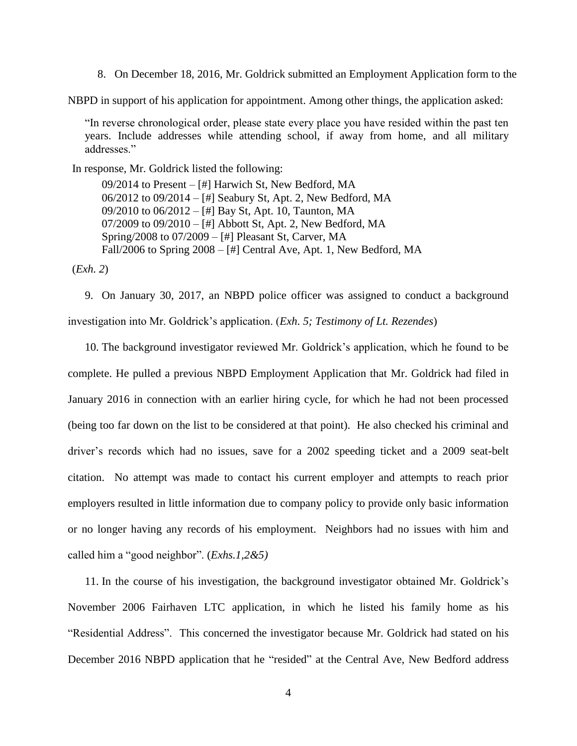8. On December 18, 2016, Mr. Goldrick submitted an Employment Application form to the NBPD in support of his application for appointment. Among other things, the application asked:

> "In reverse chronological order, please state every place you have resided within the past ten years. Include addresses while attending school, if away from home, and all military addresses."

In response, Mr. Goldrick listed the following:

> 09/2014 to Present – [#] Harwich St, New Bedford, MA
> 06/2012 to 09/2014 – [#] Seabury St, Apt. 2, New Bedford, MA
> 09/2010 to 06/2012 – [#] Bay St, Apt. 10, Taunton, MA
> 07/2009 to 09/2010 – [#] Abbott St, Apt. 2, New Bedford, MA
> Spring/2008 to 07/2009 – [#] Pleasant St, Carver, MA
> Fall/2006 to Spring 2008 – [#] Central Ave, Apt. 1, New Bedford, MA

(*Exh. 2*)

9. On January 30, 2017, an NBPD police officer was assigned to conduct a background investigation into Mr. Goldrick's application. (*Exh. 5; Testimony of Lt. Rezendes*)

10. The background investigator reviewed Mr. Goldrick's application, which he found to be complete. He pulled a previous NBPD Employment Application that Mr. Goldrick had filed in January 2016 in connection with an earlier hiring cycle, for which he had not been processed (being too far down on the list to be considered at that point). He also checked his criminal and driver's records which had no issues, save for a 2002 speeding ticket and a 2009 seat-belt citation. No attempt was made to contact his current employer and attempts to reach prior employers resulted in little information due to company policy to provide only basic information or no longer having any records of his employment. Neighbors had no issues with him and called him a "good neighbor". (*Exhs.1,2&5)*

11. In the course of his investigation, the background investigator obtained Mr. Goldrick's November 2006 Fairhaven LTC application, in which he listed his family home as his "Residential Address". This concerned the investigator because Mr. Goldrick had stated on his December 2016 NBPD application that he "resided" at the Central Ave, New Bedford address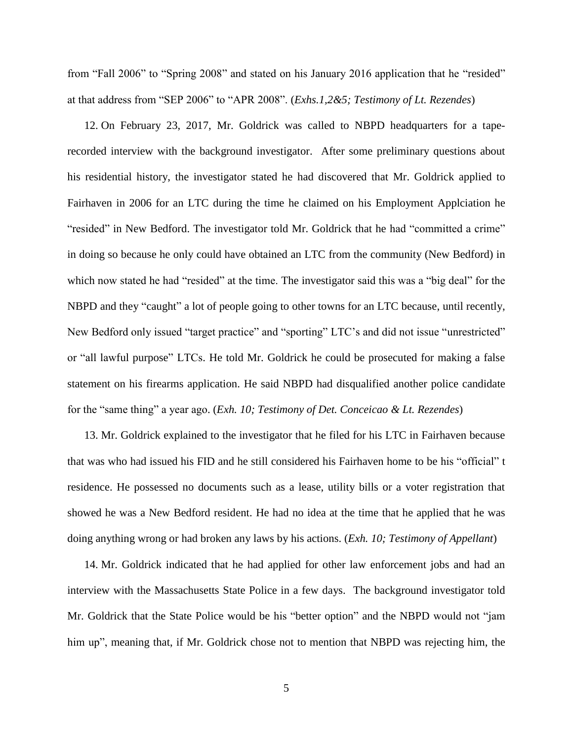from "Fall 2006" to "Spring 2008" and stated on his January 2016 application that he "resided" at that address from "SEP 2006" to "APR 2008". (*Exhs.1,2&5; Testimony of Lt. Rezendes*)

12. On February 23, 2017, Mr. Goldrick was called to NBPD headquarters for a tape-recorded interview with the background investigator. After some preliminary questions about his residential history, the investigator stated he had discovered that Mr. Goldrick applied to Fairhaven in 2006 for an LTC during the time he claimed on his Employment Applciation he "resided" in New Bedford. The investigator told Mr. Goldrick that he had "committed a crime" in doing so because he only could have obtained an LTC from the community (New Bedford) in which now stated he had "resided" at the time. The investigator said this was a "big deal" for the NBPD and they "caught" a lot of people going to other towns for an LTC because, until recently, New Bedford only issued "target practice" and "sporting" LTC's and did not issue "unrestricted" or "all lawful purpose" LTCs. He told Mr. Goldrick he could be prosecuted for making a false statement on his firearms application. He said NBPD had disqualified another police candidate for the "same thing" a year ago. (*Exh. 10; Testimony of Det. Conceicao & Lt. Rezendes*)

13. Mr. Goldrick explained to the investigator that he filed for his LTC in Fairhaven because that was who had issued his FID and he still considered his Fairhaven home to be his "official" t residence. He possessed no documents such as a lease, utility bills or a voter registration that showed he was a New Bedford resident. He had no idea at the time that he applied that he was doing anything wrong or had broken any laws by his actions. (*Exh. 10; Testimony of Appellant*)

14. Mr. Goldrick indicated that he had applied for other law enforcement jobs and had an interview with the Massachusetts State Police in a few days. The background investigator told Mr. Goldrick that the State Police would be his "better option" and the NBPD would not "jam him up", meaning that, if Mr. Goldrick chose not to mention that NBPD was rejecting him, the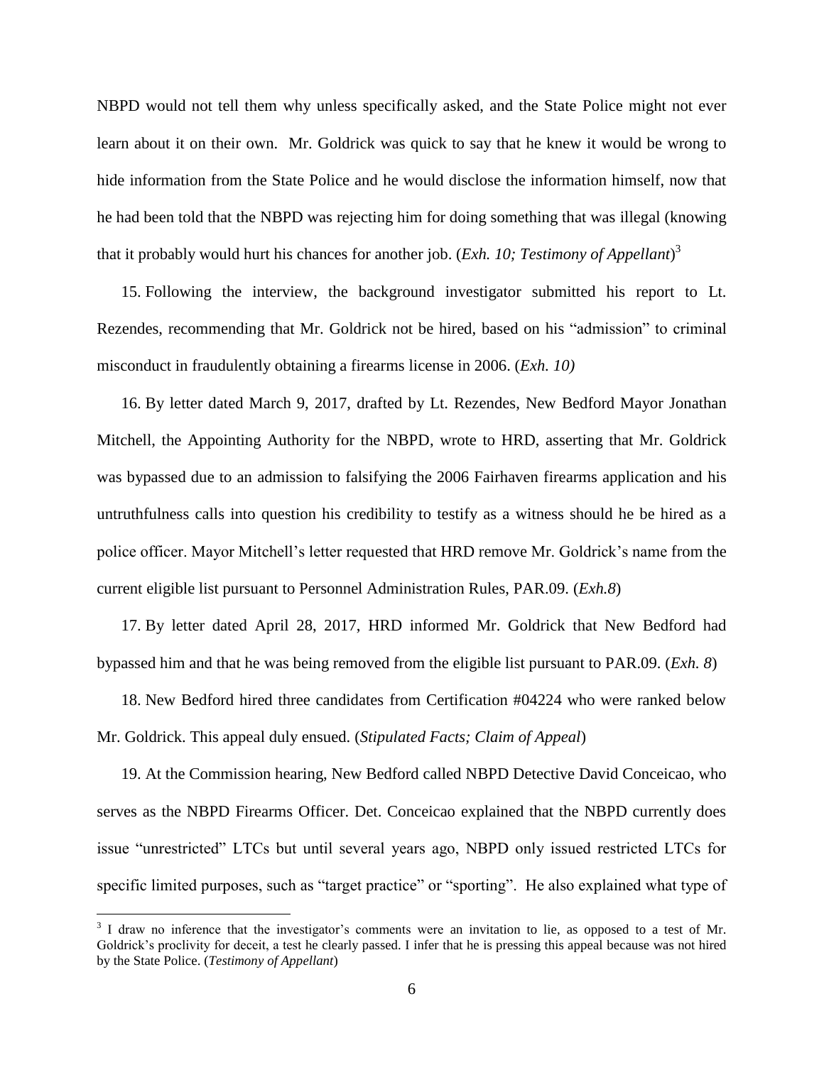NBPD would not tell them why unless specifically asked, and the State Police might not ever learn about it on their own. Mr. Goldrick was quick to say that he knew it would be wrong to hide information from the State Police and he would disclose the information himself, now that he had been told that the NBPD was rejecting him for doing something that was illegal (knowing that it probably would hurt his chances for another job. (*Exh. 10; Testimony of Appellant*)[3]

15. Following the interview, the background investigator submitted his report to Lt. Rezendes, recommending that Mr. Goldrick not be hired, based on his "admission" to criminal misconduct in fraudulently obtaining a firearms license in 2006. (*Exh. 10)*

16. By letter dated March 9, 2017, drafted by Lt. Rezendes, New Bedford Mayor Jonathan Mitchell, the Appointing Authority for the NBPD, wrote to HRD, asserting that Mr. Goldrick was bypassed due to an admission to falsifying the 2006 Fairhaven firearms application and his untruthfulness calls into question his credibility to testify as a witness should he be hired as a police officer. Mayor Mitchell's letter requested that HRD remove Mr. Goldrick's name from the current eligible list pursuant to Personnel Administration Rules, PAR.09. (*Exh.8*)

17. By letter dated April 28, 2017, HRD informed Mr. Goldrick that New Bedford had bypassed him and that he was being removed from the eligible list pursuant to PAR.09. (*Exh. 8*)

18. New Bedford hired three candidates from Certification #04224 who were ranked below Mr. Goldrick. This appeal duly ensued. (*Stipulated Facts; Claim of Appeal*)

19. At the Commission hearing, New Bedford called NBPD Detective David Conceicao, who serves as the NBPD Firearms Officer. Det. Conceicao explained that the NBPD currently does issue "unrestricted" LTCs but until several years ago, NBPD only issued restricted LTCs for specific limited purposes, such as "target practice" or "sporting". He also explained what type of

---

[3] I draw no inference that the investigator's comments were an invitation to lie, as opposed to a test of Mr. Goldrick's proclivity for deceit, a test he clearly passed. I infer that he is pressing this appeal because was not hired by the State Police. (*Testimony of Appellant*)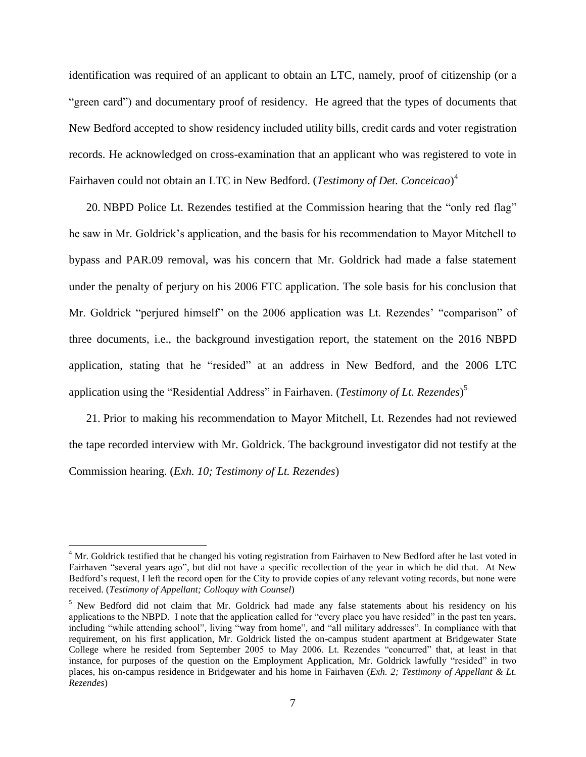identification was required of an applicant to obtain an LTC, namely, proof of citizenship (or a "green card") and documentary proof of residency. He agreed that the types of documents that New Bedford accepted to show residency included utility bills, credit cards and voter registration records. He acknowledged on cross-examination that an applicant who was registered to vote in Fairhaven could not obtain an LTC in New Bedford. (*Testimony of Det. Conceicao*)[4]

20. NBPD Police Lt. Rezendes testified at the Commission hearing that the "only red flag" he saw in Mr. Goldrick's application, and the basis for his recommendation to Mayor Mitchell to bypass and PAR.09 removal, was his concern that Mr. Goldrick had made a false statement under the penalty of perjury on his 2006 FTC application. The sole basis for his conclusion that Mr. Goldrick "perjured himself" on the 2006 application was Lt. Rezendes' "comparison" of three documents, i.e., the background investigation report, the statement on the 2016 NBPD application, stating that he "resided" at an address in New Bedford, and the 2006 LTC application using the "Residential Address" in Fairhaven. (*Testimony of Lt. Rezendes*)[5]

21. Prior to making his recommendation to Mayor Mitchell, Lt. Rezendes had not reviewed the tape recorded interview with Mr. Goldrick. The background investigator did not testify at the Commission hearing. (*Exh. 10; Testimony of Lt. Rezendes*)

---

[4] Mr. Goldrick testified that he changed his voting registration from Fairhaven to New Bedford after he last voted in Fairhaven "several years ago", but did not have a specific recollection of the year in which he did that. At New Bedford's request, I left the record open for the City to provide copies of any relevant voting records, but none were received. (*Testimony of Appellant; Colloquy with Counsel*)

[5] New Bedford did not claim that Mr. Goldrick had made any false statements about his residency on his applications to the NBPD. I note that the application called for "every place you have resided" in the past ten years, including "while attending school", living "way from home", and "all military addresses". In compliance with that requirement, on his first application, Mr. Goldrick listed the on-campus student apartment at Bridgewater State College where he resided from September 2005 to May 2006. Lt. Rezendes "concurred" that, at least in that instance, for purposes of the question on the Employment Application, Mr. Goldrick lawfully "resided" in two places, his on-campus residence in Bridgewater and his home in Fairhaven (*Exh. 2; Testimony of Appellant & Lt. Rezendes*)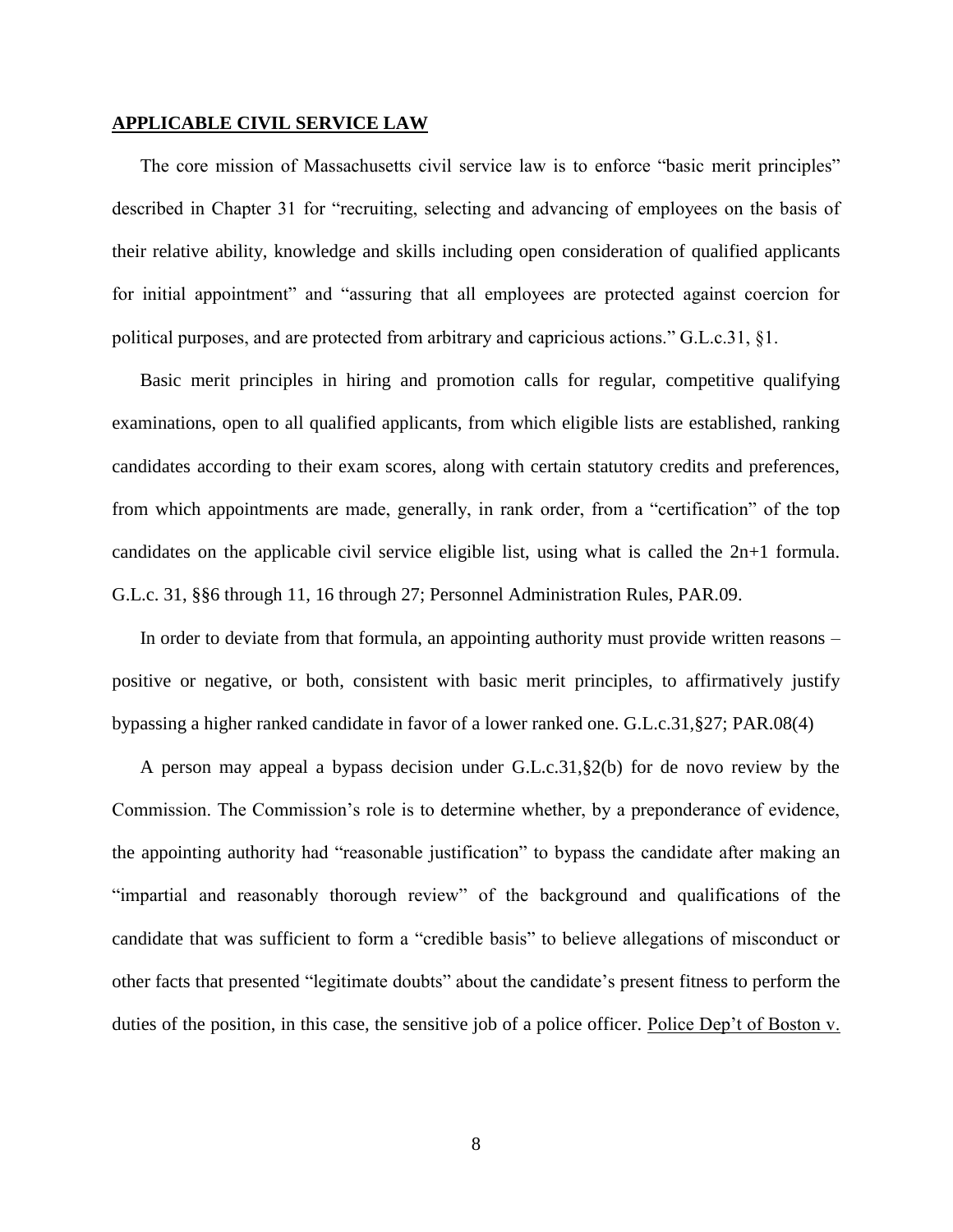## APPLICABLE CIVIL SERVICE LAW

The core mission of Massachusetts civil service law is to enforce "basic merit principles" described in Chapter 31 for "recruiting, selecting and advancing of employees on the basis of their relative ability, knowledge and skills including open consideration of qualified applicants for initial appointment" and "assuring that all employees are protected against coercion for political purposes, and are protected from arbitrary and capricious actions." G.L.c.31, §1.

Basic merit principles in hiring and promotion calls for regular, competitive qualifying examinations, open to all qualified applicants, from which eligible lists are established, ranking candidates according to their exam scores, along with certain statutory credits and preferences, from which appointments are made, generally, in rank order, from a "certification" of the top candidates on the applicable civil service eligible list, using what is called the 2n+1 formula. G.L.c. 31, §§6 through 11, 16 through 27; Personnel Administration Rules, PAR.09.

In order to deviate from that formula, an appointing authority must provide written reasons – positive or negative, or both, consistent with basic merit principles, to affirmatively justify bypassing a higher ranked candidate in favor of a lower ranked one. G.L.c.31,§27; PAR.08(4)

A person may appeal a bypass decision under G.L.c.31,§2(b) for de novo review by the Commission. The Commission's role is to determine whether, by a preponderance of evidence, the appointing authority had "reasonable justification" to bypass the candidate after making an "impartial and reasonably thorough review" of the background and qualifications of the candidate that was sufficient to form a "credible basis" to believe allegations of misconduct or other facts that presented "legitimate doubts" about the candidate's present fitness to perform the duties of the position, in this case, the sensitive job of a police officer. Police Dep't of Boston v.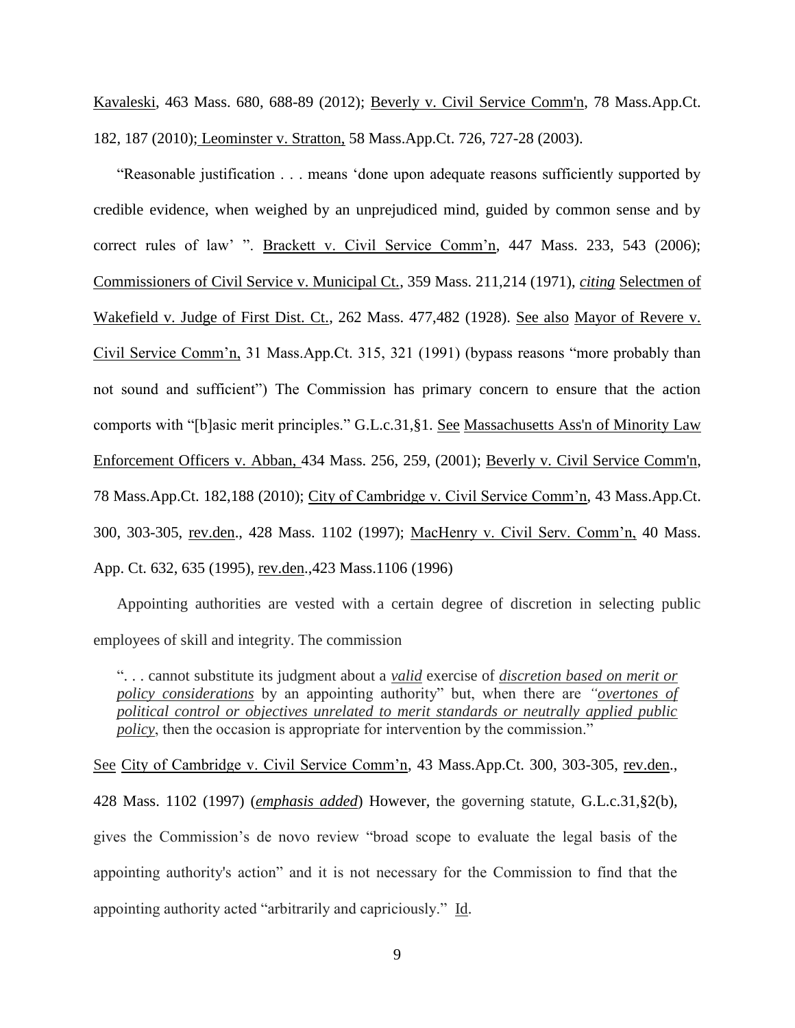Kavaleski, 463 Mass. 680, 688-89 (2012); Beverly v. Civil Service Comm'n, 78 Mass.App.Ct. 182, 187 (2010); Leominster v. Stratton, 58 Mass.App.Ct. 726, 727-28 (2003).

"Reasonable justification . . . means 'done upon adequate reasons sufficiently supported by credible evidence, when weighed by an unprejudiced mind, guided by common sense and by correct rules of law' ". Brackett v. Civil Service Comm'n, 447 Mass. 233, 543 (2006); Commissioners of Civil Service v. Municipal Ct., 359 Mass. 211,214 (1971), *citing* Selectmen of Wakefield v. Judge of First Dist. Ct., 262 Mass. 477,482 (1928). See also Mayor of Revere v. Civil Service Comm'n, 31 Mass.App.Ct. 315, 321 (1991) (bypass reasons "more probably than not sound and sufficient") The Commission has primary concern to ensure that the action comports with "[b]asic merit principles." G.L.c.31,§1. See Massachusetts Ass'n of Minority Law Enforcement Officers v. Abban, 434 Mass. 256, 259, (2001); Beverly v. Civil Service Comm'n, 78 Mass.App.Ct. 182,188 (2010); City of Cambridge v. Civil Service Comm'n, 43 Mass.App.Ct. 300, 303-305, rev.den., 428 Mass. 1102 (1997); MacHenry v. Civil Serv. Comm'n, 40 Mass. App. Ct. 632, 635 (1995), rev.den.,423 Mass.1106 (1996)

Appointing authorities are vested with a certain degree of discretion in selecting public employees of skill and integrity. The commission

> ". . . cannot substitute its judgment about a ***valid*** exercise of ***discretion based on merit or policy considerations*** by an appointing authority" but, when there are *"**overtones of political control or objectives unrelated to merit standards or neutrally applied public policy***, then the occasion is appropriate for intervention by the commission."

See City of Cambridge v. Civil Service Comm'n, 43 Mass.App.Ct. 300, 303-305, rev.den., 428 Mass. 1102 (1997) (***emphasis added***) However, the governing statute, G.L.c.31,§2(b), gives the Commission's de novo review "broad scope to evaluate the legal basis of the appointing authority's action" and it is not necessary for the Commission to find that the appointing authority acted "arbitrarily and capriciously." Id.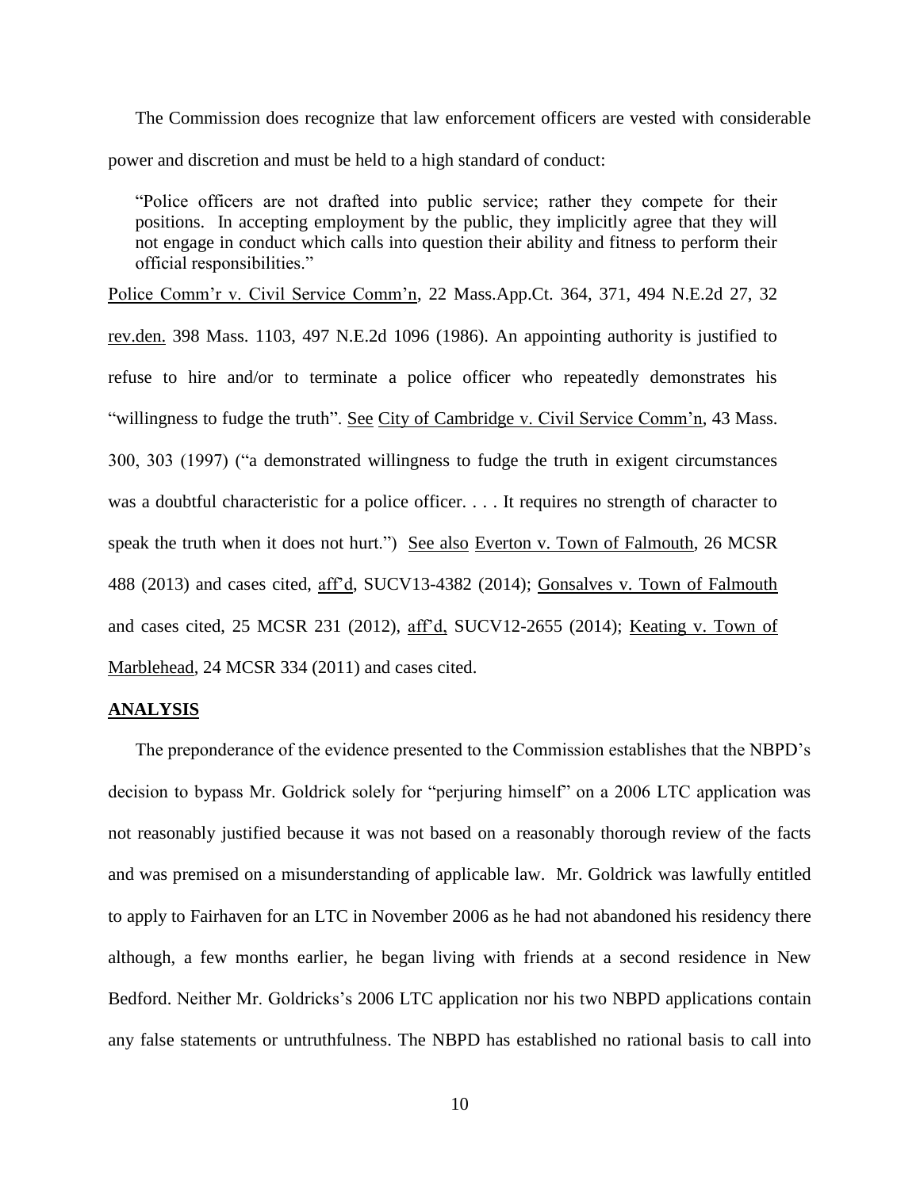The Commission does recognize that law enforcement officers are vested with considerable power and discretion and must be held to a high standard of conduct:

> "Police officers are not drafted into public service; rather they compete for their positions. In accepting employment by the public, they implicitly agree that they will not engage in conduct which calls into question their ability and fitness to perform their official responsibilities."

Police Comm'r v. Civil Service Comm'n, 22 Mass.App.Ct. 364, 371, 494 N.E.2d 27, 32 rev.den. 398 Mass. 1103, 497 N.E.2d 1096 (1986). An appointing authority is justified to refuse to hire and/or to terminate a police officer who repeatedly demonstrates his "willingness to fudge the truth". See City of Cambridge v. Civil Service Comm'n, 43 Mass. 300, 303 (1997) ("a demonstrated willingness to fudge the truth in exigent circumstances was a doubtful characteristic for a police officer. . . . It requires no strength of character to speak the truth when it does not hurt.") See also Everton v. Town of Falmouth, 26 MCSR 488 (2013) and cases cited, aff'd, SUCV13-4382 (2014); Gonsalves v. Town of Falmouth and cases cited, 25 MCSR 231 (2012), aff'd, SUCV12-2655 (2014); Keating v. Town of Marblehead, 24 MCSR 334 (2011) and cases cited.

## ANALYSIS

The preponderance of the evidence presented to the Commission establishes that the NBPD's decision to bypass Mr. Goldrick solely for "perjuring himself" on a 2006 LTC application was not reasonably justified because it was not based on a reasonably thorough review of the facts and was premised on a misunderstanding of applicable law. Mr. Goldrick was lawfully entitled to apply to Fairhaven for an LTC in November 2006 as he had not abandoned his residency there although, a few months earlier, he began living with friends at a second residence in New Bedford. Neither Mr. Goldricks's 2006 LTC application nor his two NBPD applications contain any false statements or untruthfulness. The NBPD has established no rational basis to call into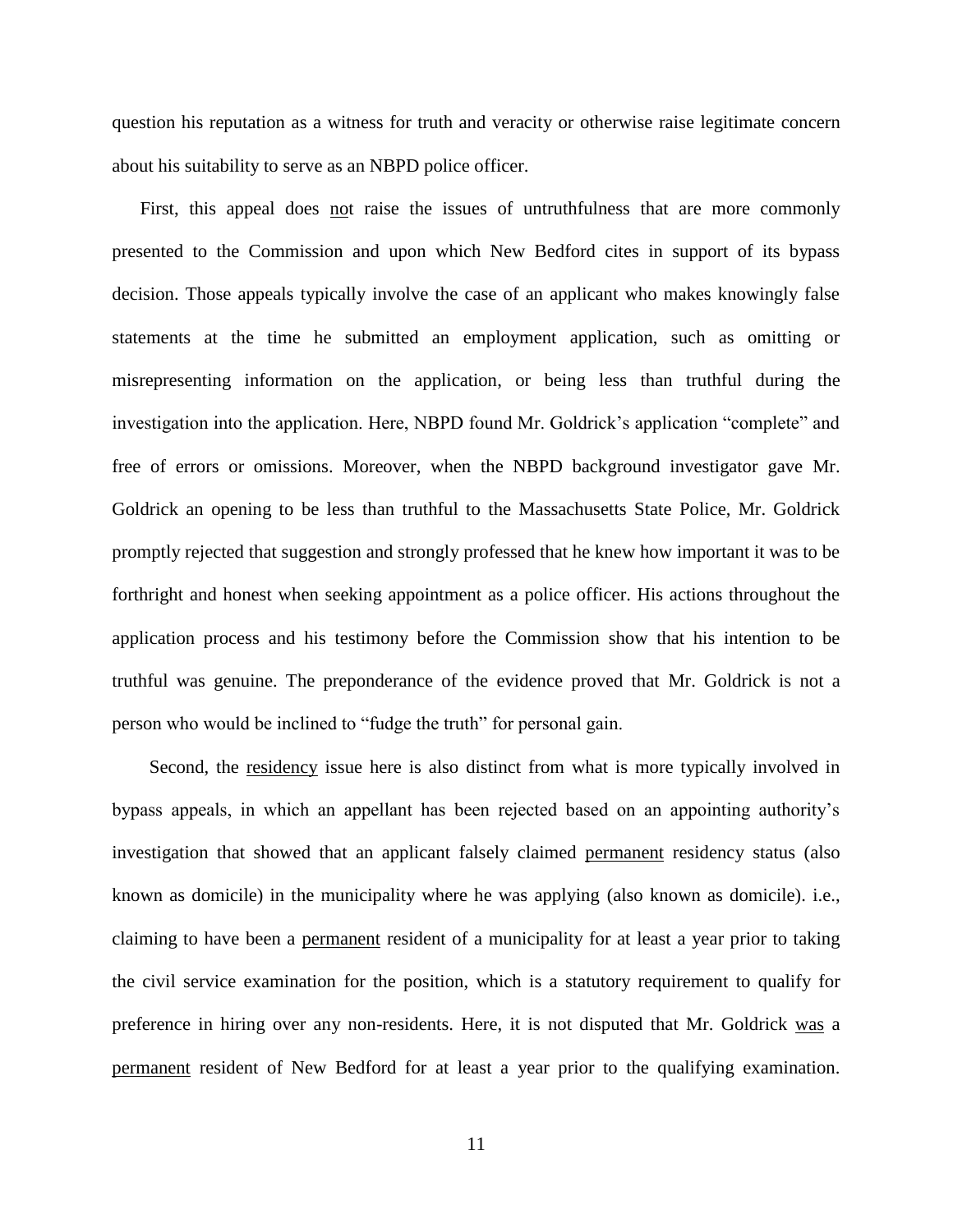question his reputation as a witness for truth and veracity or otherwise raise legitimate concern about his suitability to serve as an NBPD police officer.

First, this appeal does <u>no</u>t raise the issues of untruthfulness that are more commonly presented to the Commission and upon which New Bedford cites in support of its bypass decision. Those appeals typically involve the case of an applicant who makes knowingly false statements at the time he submitted an employment application, such as omitting or misrepresenting information on the application, or being less than truthful during the investigation into the application. Here, NBPD found Mr. Goldrick's application "complete" and free of errors or omissions. Moreover, when the NBPD background investigator gave Mr. Goldrick an opening to be less than truthful to the Massachusetts State Police, Mr. Goldrick promptly rejected that suggestion and strongly professed that he knew how important it was to be forthright and honest when seeking appointment as a police officer. His actions throughout the application process and his testimony before the Commission show that his intention to be truthful was genuine. The preponderance of the evidence proved that Mr. Goldrick is not a person who would be inclined to "fudge the truth" for personal gain.

Second, the <u>residency</u> issue here is also distinct from what is more typically involved in bypass appeals, in which an appellant has been rejected based on an appointing authority's investigation that showed that an applicant falsely claimed <u>permanent</u> residency status (also known as domicile) in the municipality where he was applying (also known as domicile). i.e., claiming to have been a <u>permanent</u> resident of a municipality for at least a year prior to taking the civil service examination for the position, which is a statutory requirement to qualify for preference in hiring over any non-residents. Here, it is not disputed that Mr. Goldrick <u>was</u> a <u>permanent</u> resident of New Bedford for at least a year prior to the qualifying examination.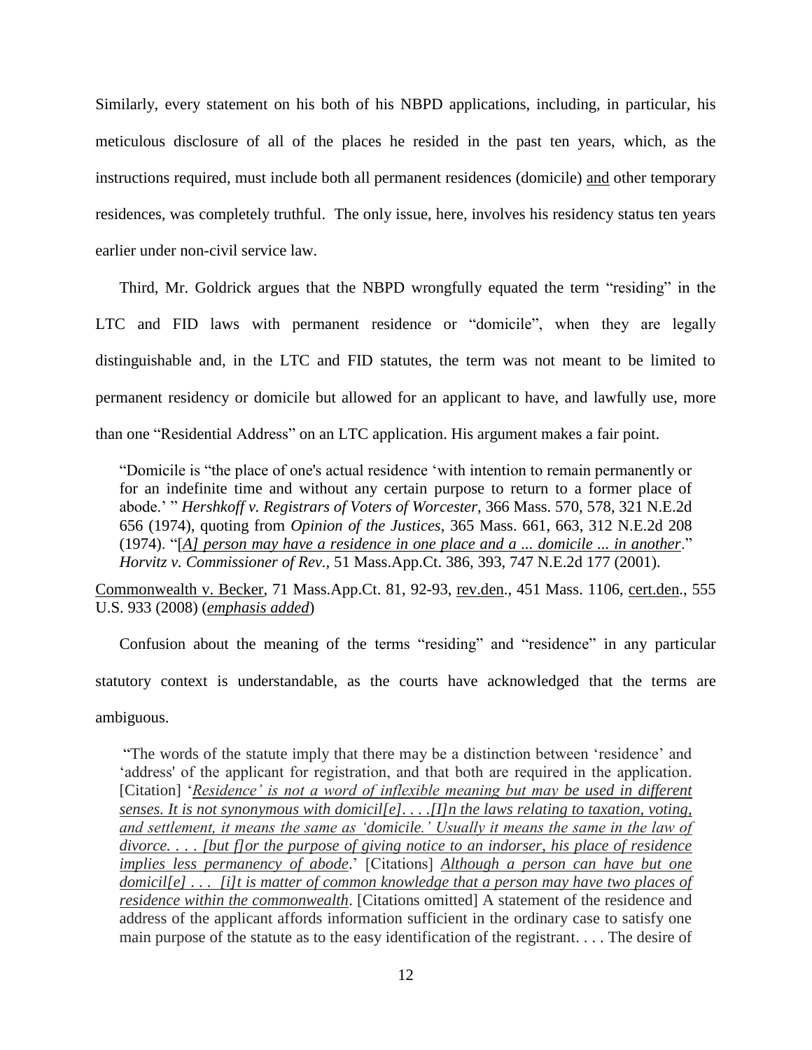Similarly, every statement on his both of his NBPD applications, including, in particular, his meticulous disclosure of all of the places he resided in the past ten years, which, as the instructions required, must include both all permanent residences (domicile) <u>and</u> other temporary residences, was completely truthful. The only issue, here, involves his residency status ten years earlier under non-civil service law.

Third, Mr. Goldrick argues that the NBPD wrongfully equated the term "residing" in the LTC and FID laws with permanent residence or "domicile", when they are legally distinguishable and, in the LTC and FID statutes, the term was not meant to be limited to permanent residency or domicile but allowed for an applicant to have, and lawfully use, more than one "Residential Address" on an LTC application. His argument makes a fair point.

> "Domicile is "the place of one's actual residence 'with intention to remain permanently or for an indefinite time and without any certain purpose to return to a former place of abode.' " *Hershkoff v. Registrars of Voters of Worcester*, 366 Mass. 570, 578, 321 N.E.2d 656 (1974), quoting from *Opinion of the Justices*, 365 Mass. 661, 663, 312 N.E.2d 208 (1974). "[*A] person may have a residence in one place and a ... domicile ... in another*." *Horvitz v. Commissioner of Rev.*, 51 Mass.App.Ct. 386, 393, 747 N.E.2d 177 (2001).

<u>Commonwealth v. Becker</u>, 71 Mass.App.Ct. 81, 92-93, <u>rev.den</u>., 451 Mass. 1106, <u>cert.den</u>., 555 U.S. 933 (2008) (*<u>emphasis added</u>*)

Confusion about the meaning of the terms "residing" and "residence" in any particular statutory context is understandable, as the courts have acknowledged that the terms are ambiguous.

> "The words of the statute imply that there may be a distinction between 'residence' and 'address' of the applicant for registration, and that both are required in the application. [Citation] '*<u>Residence' is not a word of inflexible meaning but may be used in different senses. It is not synonymous with domicil[e]. . . .[I]n the laws relating to taxation, voting, and settlement, it means the same as 'domicile.' Usually it means the same in the law of divorce. . . . [but f]or the purpose of giving notice to an indorser, his place of residence implies less permanency of abode</u>*.' [Citations] *<u>Although a person can have but one domicil[e] . . . [i]t is matter of common knowledge that a person may have two places of residence within the commonwealth</u>*. [Citations omitted] A statement of the residence and address of the applicant affords information sufficient in the ordinary case to satisfy one main purpose of the statute as to the easy identification of the registrant. . . . The desire of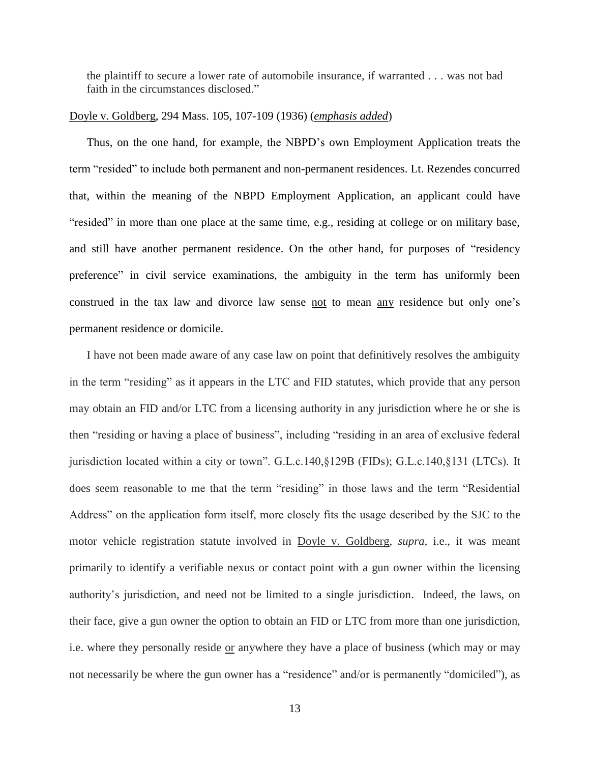the plaintiff to secure a lower rate of automobile insurance, if warranted . . . was not bad faith in the circumstances disclosed."

Doyle v. Goldberg, 294 Mass. 105, 107-109 (1936) (*emphasis added*)

Thus, on the one hand, for example, the NBPD's own Employment Application treats the term "resided" to include both permanent and non-permanent residences. Lt. Rezendes concurred that, within the meaning of the NBPD Employment Application, an applicant could have "resided" in more than one place at the same time, e.g., residing at college or on military base, and still have another permanent residence. On the other hand, for purposes of "residency preference" in civil service examinations, the ambiguity in the term has uniformly been construed in the tax law and divorce law sense not to mean any residence but only one's permanent residence or domicile.

I have not been made aware of any case law on point that definitively resolves the ambiguity in the term "residing" as it appears in the LTC and FID statutes, which provide that any person may obtain an FID and/or LTC from a licensing authority in any jurisdiction where he or she is then "residing or having a place of business", including "residing in an area of exclusive federal jurisdiction located within a city or town". G.L.c.140,§129B (FIDs); G.L.c.140,§131 (LTCs). It does seem reasonable to me that the term "residing" in those laws and the term "Residential Address" on the application form itself, more closely fits the usage described by the SJC to the motor vehicle registration statute involved in Doyle v. Goldberg, *supra*, i.e., it was meant primarily to identify a verifiable nexus or contact point with a gun owner within the licensing authority's jurisdiction, and need not be limited to a single jurisdiction. Indeed, the laws, on their face, give a gun owner the option to obtain an FID or LTC from more than one jurisdiction, i.e. where they personally reside or anywhere they have a place of business (which may or may not necessarily be where the gun owner has a "residence" and/or is permanently "domiciled"), as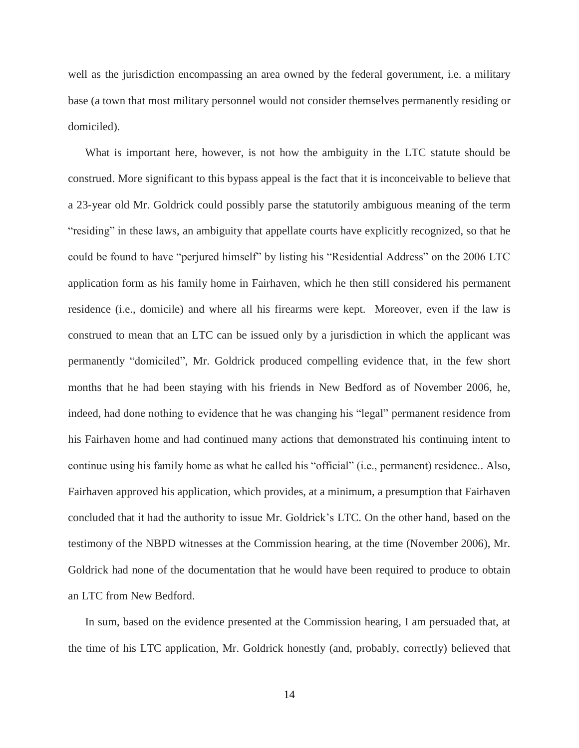well as the jurisdiction encompassing an area owned by the federal government, i.e. a military base (a town that most military personnel would not consider themselves permanently residing or domiciled).

What is important here, however, is not how the ambiguity in the LTC statute should be construed. More significant to this bypass appeal is the fact that it is inconceivable to believe that a 23-year old Mr. Goldrick could possibly parse the statutorily ambiguous meaning of the term "residing" in these laws, an ambiguity that appellate courts have explicitly recognized, so that he could be found to have "perjured himself" by listing his "Residential Address" on the 2006 LTC application form as his family home in Fairhaven, which he then still considered his permanent residence (i.e., domicile) and where all his firearms were kept. Moreover, even if the law is construed to mean that an LTC can be issued only by a jurisdiction in which the applicant was permanently "domiciled", Mr. Goldrick produced compelling evidence that, in the few short months that he had been staying with his friends in New Bedford as of November 2006, he, indeed, had done nothing to evidence that he was changing his "legal" permanent residence from his Fairhaven home and had continued many actions that demonstrated his continuing intent to continue using his family home as what he called his "official" (i.e., permanent) residence.. Also, Fairhaven approved his application, which provides, at a minimum, a presumption that Fairhaven concluded that it had the authority to issue Mr. Goldrick's LTC. On the other hand, based on the testimony of the NBPD witnesses at the Commission hearing, at the time (November 2006), Mr. Goldrick had none of the documentation that he would have been required to produce to obtain an LTC from New Bedford.

In sum, based on the evidence presented at the Commission hearing, I am persuaded that, at the time of his LTC application, Mr. Goldrick honestly (and, probably, correctly) believed that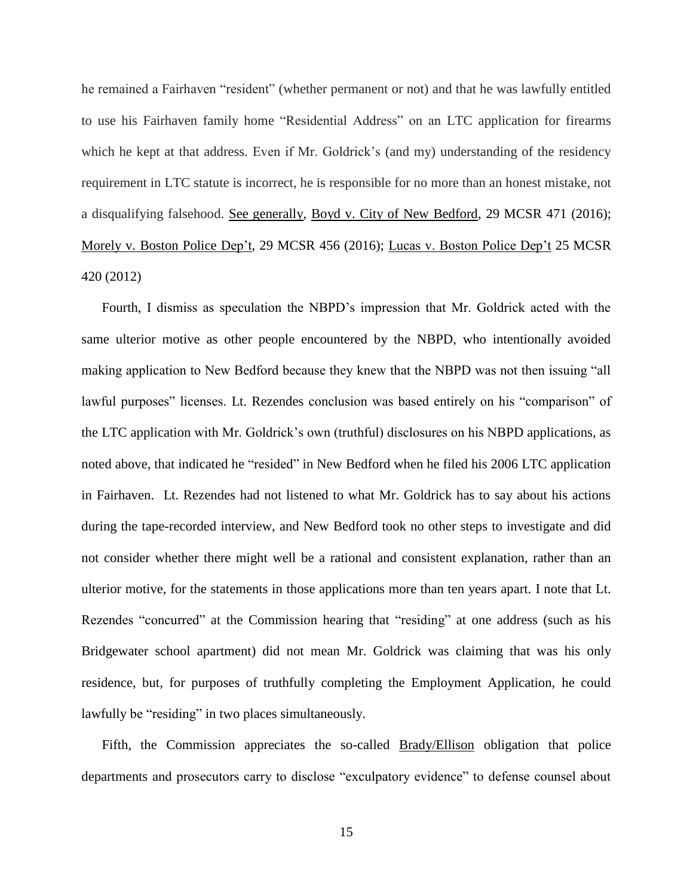he remained a Fairhaven "resident" (whether permanent or not) and that he was lawfully entitled to use his Fairhaven family home "Residential Address" on an LTC application for firearms which he kept at that address. Even if Mr. Goldrick's (and my) understanding of the residency requirement in LTC statute is incorrect, he is responsible for no more than an honest mistake, not a disqualifying falsehood. See generally, Boyd v. City of New Bedford, 29 MCSR 471 (2016); Morely v. Boston Police Dep't, 29 MCSR 456 (2016); Lucas v. Boston Police Dep't 25 MCSR 420 (2012)

Fourth, I dismiss as speculation the NBPD's impression that Mr. Goldrick acted with the same ulterior motive as other people encountered by the NBPD, who intentionally avoided making application to New Bedford because they knew that the NBPD was not then issuing "all lawful purposes" licenses. Lt. Rezendes conclusion was based entirely on his "comparison" of the LTC application with Mr. Goldrick's own (truthful) disclosures on his NBPD applications, as noted above, that indicated he "resided" in New Bedford when he filed his 2006 LTC application in Fairhaven. Lt. Rezendes had not listened to what Mr. Goldrick has to say about his actions during the tape-recorded interview, and New Bedford took no other steps to investigate and did not consider whether there might well be a rational and consistent explanation, rather than an ulterior motive, for the statements in those applications more than ten years apart. I note that Lt. Rezendes "concurred" at the Commission hearing that "residing" at one address (such as his Bridgewater school apartment) did not mean Mr. Goldrick was claiming that was his only residence, but, for purposes of truthfully completing the Employment Application, he could lawfully be "residing" in two places simultaneously.

Fifth, the Commission appreciates the so-called Brady/Ellison obligation that police departments and prosecutors carry to disclose "exculpatory evidence" to defense counsel about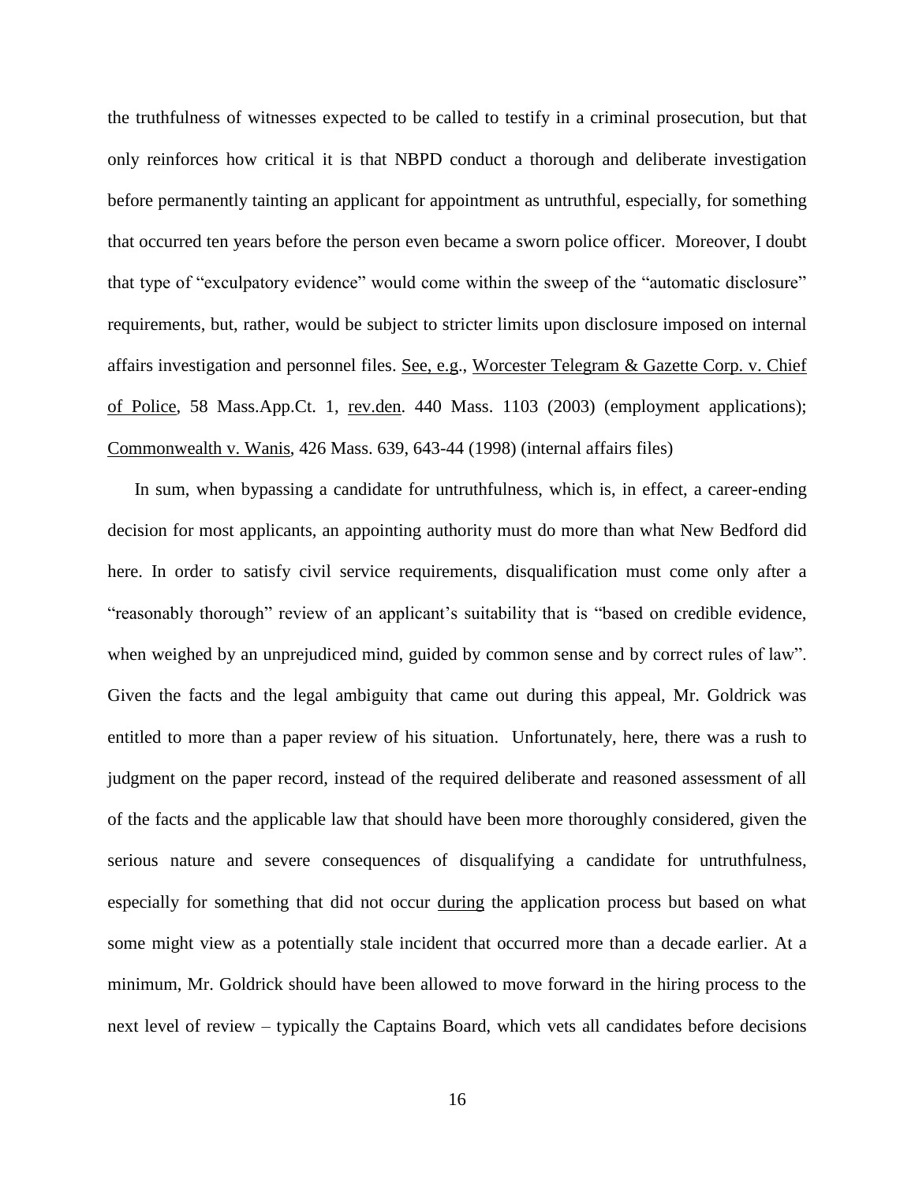the truthfulness of witnesses expected to be called to testify in a criminal prosecution, but that only reinforces how critical it is that NBPD conduct a thorough and deliberate investigation before permanently tainting an applicant for appointment as untruthful, especially, for something that occurred ten years before the person even became a sworn police officer. Moreover, I doubt that type of "exculpatory evidence" would come within the sweep of the "automatic disclosure" requirements, but, rather, would be subject to stricter limits upon disclosure imposed on internal affairs investigation and personnel files. See, e.g., Worcester Telegram & Gazette Corp. v. Chief of Police, 58 Mass.App.Ct. 1, rev.den. 440 Mass. 1103 (2003) (employment applications); Commonwealth v. Wanis, 426 Mass. 639, 643-44 (1998) (internal affairs files)

In sum, when bypassing a candidate for untruthfulness, which is, in effect, a career-ending decision for most applicants, an appointing authority must do more than what New Bedford did here. In order to satisfy civil service requirements, disqualification must come only after a "reasonably thorough" review of an applicant's suitability that is "based on credible evidence, when weighed by an unprejudiced mind, guided by common sense and by correct rules of law". Given the facts and the legal ambiguity that came out during this appeal, Mr. Goldrick was entitled to more than a paper review of his situation. Unfortunately, here, there was a rush to judgment on the paper record, instead of the required deliberate and reasoned assessment of all of the facts and the applicable law that should have been more thoroughly considered, given the serious nature and severe consequences of disqualifying a candidate for untruthfulness, especially for something that did not occur during the application process but based on what some might view as a potentially stale incident that occurred more than a decade earlier. At a minimum, Mr. Goldrick should have been allowed to move forward in the hiring process to the next level of review – typically the Captains Board, which vets all candidates before decisions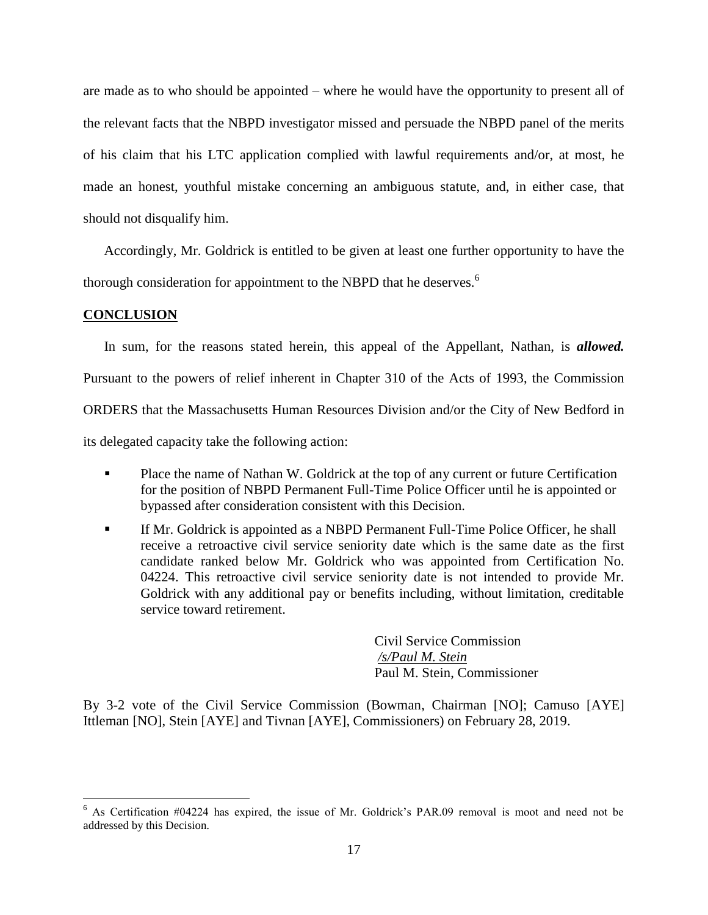are made as to who should be appointed – where he would have the opportunity to present all of the relevant facts that the NBPD investigator missed and persuade the NBPD panel of the merits of his claim that his LTC application complied with lawful requirements and/or, at most, he made an honest, youthful mistake concerning an ambiguous statute, and, in either case, that should not disqualify him.

Accordingly, Mr. Goldrick is entitled to be given at least one further opportunity to have the thorough consideration for appointment to the NBPD that he deserves.[6]

## CONCLUSION

In sum, for the reasons stated herein, this appeal of the Appellant, Nathan, is ***allowed.*** Pursuant to the powers of relief inherent in Chapter 310 of the Acts of 1993, the Commission ORDERS that the Massachusetts Human Resources Division and/or the City of New Bedford in its delegated capacity take the following action:

- Place the name of Nathan W. Goldrick at the top of any current or future Certification for the position of NBPD Permanent Full-Time Police Officer until he is appointed or bypassed after consideration consistent with this Decision.
- If Mr. Goldrick is appointed as a NBPD Permanent Full-Time Police Officer, he shall receive a retroactive civil service seniority date which is the same date as the first candidate ranked below Mr. Goldrick who was appointed from Certification No. 04224. This retroactive civil service seniority date is not intended to provide Mr. Goldrick with any additional pay or benefits including, without limitation, creditable service toward retirement.

Civil Service Commission
/s/Paul M. Stein
Paul M. Stein, Commissioner

By 3-2 vote of the Civil Service Commission (Bowman, Chairman [NO]; Camuso [AYE] Ittleman [NO], Stein [AYE] and Tivnan [AYE], Commissioners) on February 28, 2019.

[6] As Certification #04224 has expired, the issue of Mr. Goldrick's PAR.09 removal is moot and need not be addressed by this Decision.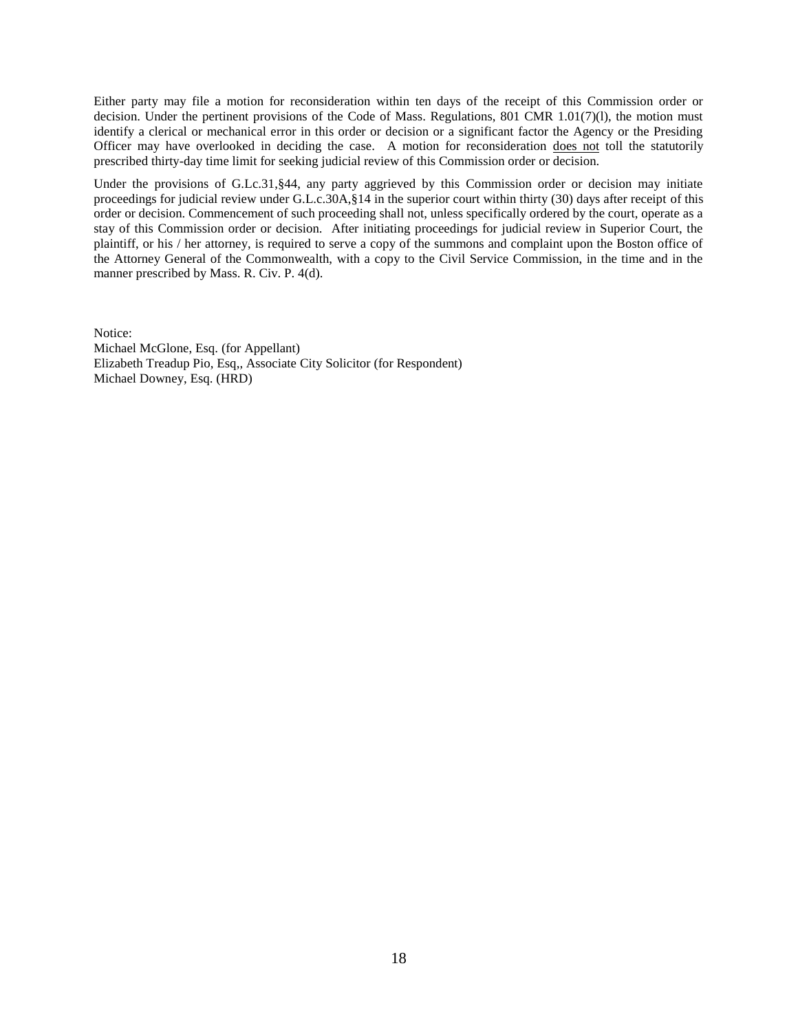Either party may file a motion for reconsideration within ten days of the receipt of this Commission order or decision. Under the pertinent provisions of the Code of Mass. Regulations, 801 CMR 1.01(7)(l), the motion must identify a clerical or mechanical error in this order or decision or a significant factor the Agency or the Presiding Officer may have overlooked in deciding the case. A motion for reconsideration <u>does not</u> toll the statutorily prescribed thirty-day time limit for seeking judicial review of this Commission order or decision.

Under the provisions of G.Lc.31,§44, any party aggrieved by this Commission order or decision may initiate proceedings for judicial review under G.L.c.30A,§14 in the superior court within thirty (30) days after receipt of this order or decision. Commencement of such proceeding shall not, unless specifically ordered by the court, operate as a stay of this Commission order or decision. After initiating proceedings for judicial review in Superior Court, the plaintiff, or his / her attorney, is required to serve a copy of the summons and complaint upon the Boston office of the Attorney General of the Commonwealth, with a copy to the Civil Service Commission, in the time and in the manner prescribed by Mass. R. Civ. P. 4(d).

Notice:
Michael McGlone, Esq. (for Appellant)
Elizabeth Treadup Pio, Esq,, Associate City Solicitor (for Respondent)
Michael Downey, Esq. (HRD)